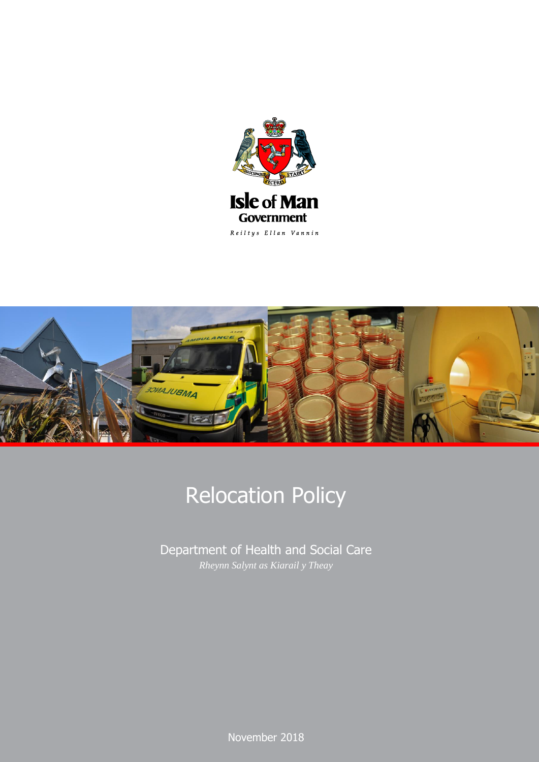Isle of Man Government

Reiltys Ellan Vannin

# Relocation Policy

Department of Health and Social Care

*Rheynn Salynt as Kiarail y Theay*

November 2018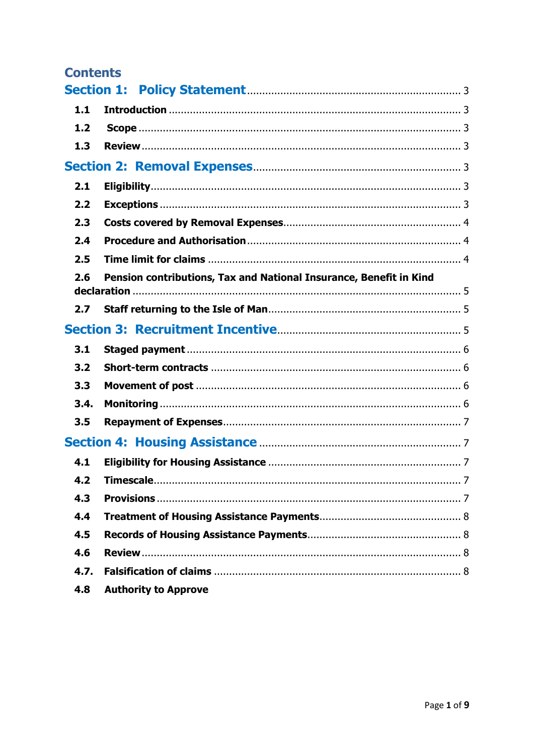# Contents

**Section 1: Policy Statement** .......... 3

- **1.1 Introduction** .......... 3
- **1.2 Scope** .......... 3
- **1.3 Review** .......... 3

**Section 2: Removal Expenses** .......... 3

- **2.1 Eligibility** .......... 3
- **2.2 Exceptions** .......... 3
- **2.3 Costs covered by Removal Expenses** .......... 4
- **2.4 Procedure and Authorisation** .......... 4
- **2.5 Time limit for claims** .......... 4
- **2.6 Pension contributions, Tax and National Insurance, Benefit in Kind declaration** .......... 5
- **2.7 Staff returning to the Isle of Man** .......... 5

**Section 3: Recruitment Incentive** .......... 5

- **3.1 Staged payment** .......... 6
- **3.2 Short-term contracts** .......... 6
- **3.3 Movement of post** .......... 6
- **3.4. Monitoring** .......... 6
- **3.5 Repayment of Expenses** .......... 7

**Section 4: Housing Assistance** .......... 7

- **4.1 Eligibility for Housing Assistance** .......... 7
- **4.2 Timescale** .......... 7
- **4.3 Provisions** .......... 7
- **4.4 Treatment of Housing Assistance Payments** .......... 8
- **4.5 Records of Housing Assistance Payments** .......... 8
- **4.6 Review** .......... 8
- **4.7. Falsification of claims** .......... 8
- **4.8 Authority to Approve**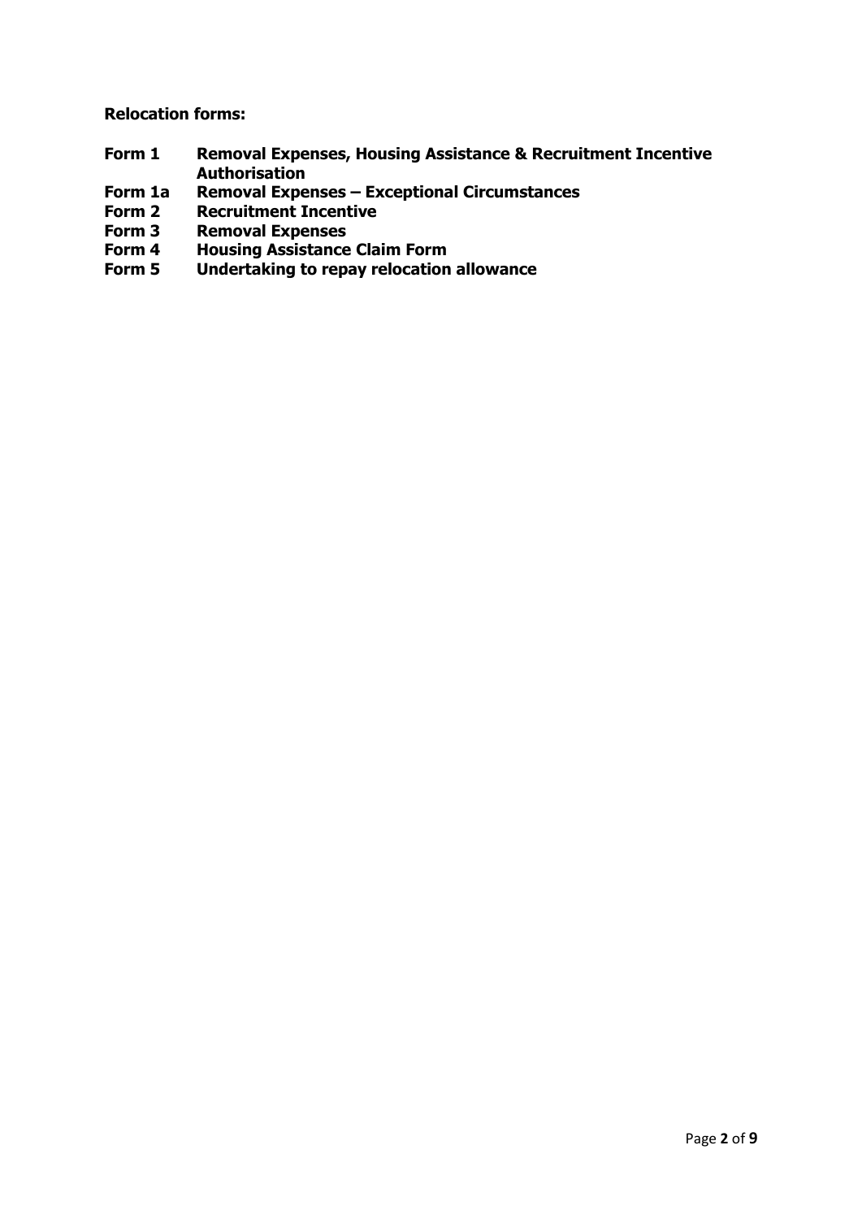**Relocation forms:**

| | |
|---|---|
| **Form 1** | **Removal Expenses, Housing Assistance & Recruitment Incentive Authorisation** |
| **Form 1a** | **Removal Expenses – Exceptional Circumstances** |
| **Form 2** | **Recruitment Incentive** |
| **Form 3** | **Removal Expenses** |
| **Form 4** | **Housing Assistance Claim Form** |
| **Form 5** | **Undertaking to repay relocation allowance** |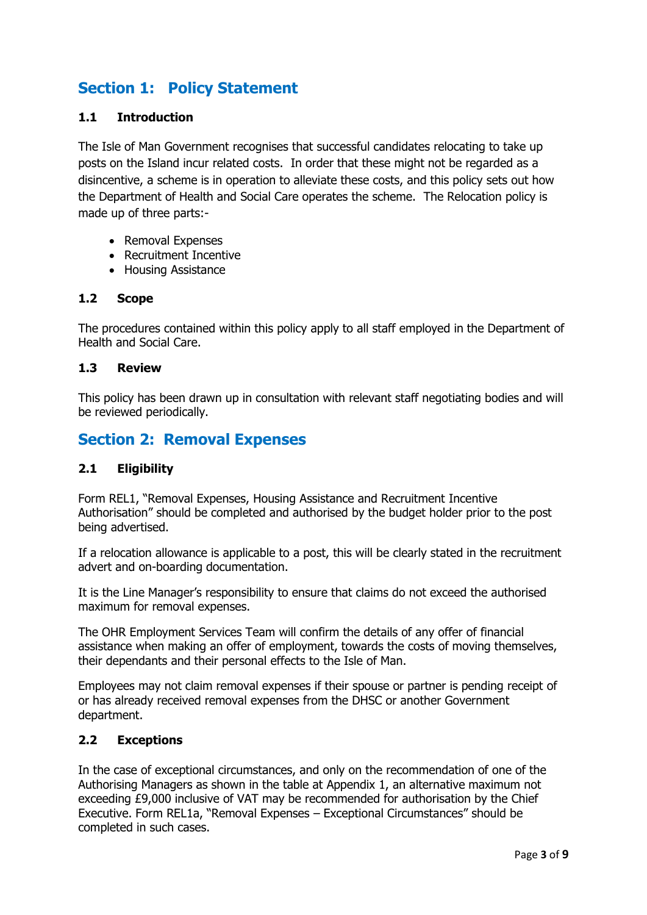## Section 1: Policy Statement

### 1.1 Introduction

The Isle of Man Government recognises that successful candidates relocating to take up posts on the Island incur related costs. In order that these might not be regarded as a disincentive, a scheme is in operation to alleviate these costs, and this policy sets out how the Department of Health and Social Care operates the scheme. The Relocation policy is made up of three parts:-

- Removal Expenses
- Recruitment Incentive
- Housing Assistance

### 1.2 Scope

The procedures contained within this policy apply to all staff employed in the Department of Health and Social Care.

### 1.3 Review

This policy has been drawn up in consultation with relevant staff negotiating bodies and will be reviewed periodically.

## Section 2: Removal Expenses

### 2.1 Eligibility

Form REL1, "Removal Expenses, Housing Assistance and Recruitment Incentive Authorisation" should be completed and authorised by the budget holder prior to the post being advertised.

If a relocation allowance is applicable to a post, this will be clearly stated in the recruitment advert and on-boarding documentation.

It is the Line Manager's responsibility to ensure that claims do not exceed the authorised maximum for removal expenses.

The OHR Employment Services Team will confirm the details of any offer of financial assistance when making an offer of employment, towards the costs of moving themselves, their dependants and their personal effects to the Isle of Man.

Employees may not claim removal expenses if their spouse or partner is pending receipt of or has already received removal expenses from the DHSC or another Government department.

### 2.2 Exceptions

In the case of exceptional circumstances, and only on the recommendation of one of the Authorising Managers as shown in the table at Appendix 1, an alternative maximum not exceeding £9,000 inclusive of VAT may be recommended for authorisation by the Chief Executive. Form REL1a, "Removal Expenses – Exceptional Circumstances" should be completed in such cases.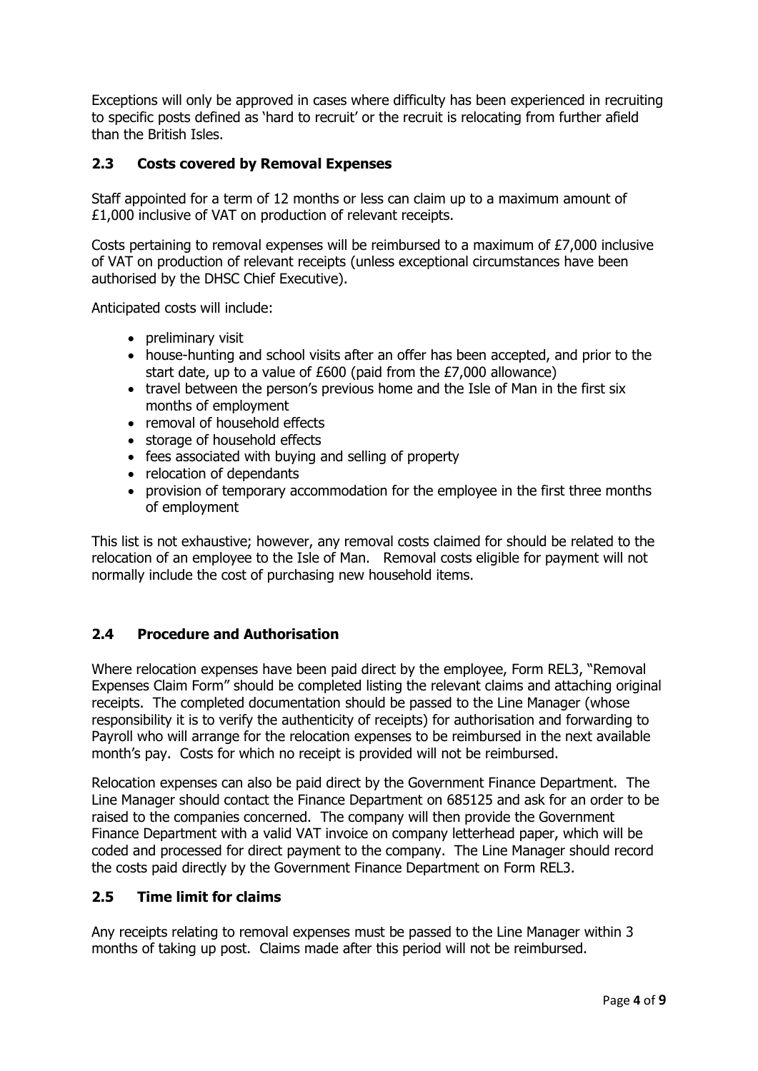Exceptions will only be approved in cases where difficulty has been experienced in recruiting to specific posts defined as 'hard to recruit' or the recruit is relocating from further afield than the British Isles.

### 2.3 Costs covered by Removal Expenses

Staff appointed for a term of 12 months or less can claim up to a maximum amount of £1,000 inclusive of VAT on production of relevant receipts.

Costs pertaining to removal expenses will be reimbursed to a maximum of £7,000 inclusive of VAT on production of relevant receipts (unless exceptional circumstances have been authorised by the DHSC Chief Executive).

Anticipated costs will include:

- preliminary visit
- house-hunting and school visits after an offer has been accepted, and prior to the start date, up to a value of £600 (paid from the £7,000 allowance)
- travel between the person's previous home and the Isle of Man in the first six months of employment
- removal of household effects
- storage of household effects
- fees associated with buying and selling of property
- relocation of dependants
- provision of temporary accommodation for the employee in the first three months of employment

This list is not exhaustive; however, any removal costs claimed for should be related to the relocation of an employee to the Isle of Man. Removal costs eligible for payment will not normally include the cost of purchasing new household items.

### 2.4 Procedure and Authorisation

Where relocation expenses have been paid direct by the employee, Form REL3, "Removal Expenses Claim Form" should be completed listing the relevant claims and attaching original receipts. The completed documentation should be passed to the Line Manager (whose responsibility it is to verify the authenticity of receipts) for authorisation and forwarding to Payroll who will arrange for the relocation expenses to be reimbursed in the next available month's pay. Costs for which no receipt is provided will not be reimbursed.

Relocation expenses can also be paid direct by the Government Finance Department. The Line Manager should contact the Finance Department on 685125 and ask for an order to be raised to the companies concerned. The company will then provide the Government Finance Department with a valid VAT invoice on company letterhead paper, which will be coded and processed for direct payment to the company. The Line Manager should record the costs paid directly by the Government Finance Department on Form REL3.

### 2.5 Time limit for claims

Any receipts relating to removal expenses must be passed to the Line Manager within 3 months of taking up post. Claims made after this period will not be reimbursed.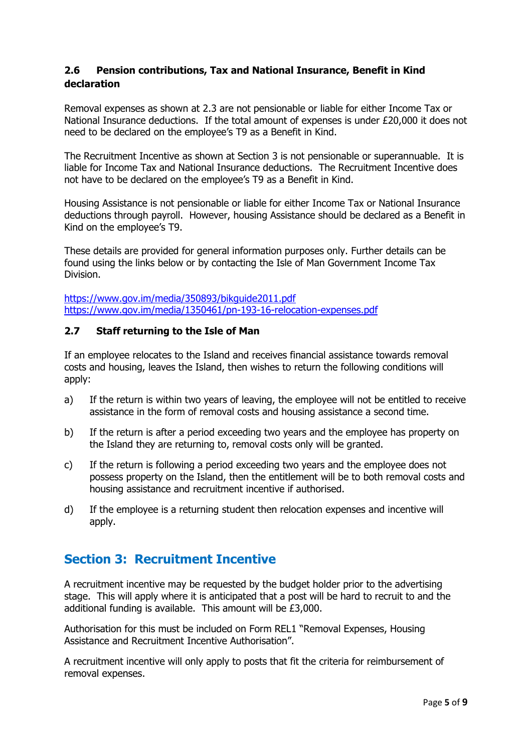### 2.6 Pension contributions, Tax and National Insurance, Benefit in Kind declaration

Removal expenses as shown at 2.3 are not pensionable or liable for either Income Tax or National Insurance deductions. If the total amount of expenses is under £20,000 it does not need to be declared on the employee's T9 as a Benefit in Kind.

The Recruitment Incentive as shown at Section 3 is not pensionable or superannuable. It is liable for Income Tax and National Insurance deductions. The Recruitment Incentive does not have to be declared on the employee's T9 as a Benefit in Kind.

Housing Assistance is not pensionable or liable for either Income Tax or National Insurance deductions through payroll. However, housing Assistance should be declared as a Benefit in Kind on the employee's T9.

These details are provided for general information purposes only. Further details can be found using the links below or by contacting the Isle of Man Government Income Tax Division.

https://www.gov.im/media/350893/bikguide2011.pdf
https://www.gov.im/media/1350461/pn-193-16-relocation-expenses.pdf

### 2.7 Staff returning to the Isle of Man

If an employee relocates to the Island and receives financial assistance towards removal costs and housing, leaves the Island, then wishes to return the following conditions will apply:

a) If the return is within two years of leaving, the employee will not be entitled to receive assistance in the form of removal costs and housing assistance a second time.

b) If the return is after a period exceeding two years and the employee has property on the Island they are returning to, removal costs only will be granted.

c) If the return is following a period exceeding two years and the employee does not possess property on the Island, then the entitlement will be to both removal costs and housing assistance and recruitment incentive if authorised.

d) If the employee is a returning student then relocation expenses and incentive will apply.

## Section 3: Recruitment Incentive

A recruitment incentive may be requested by the budget holder prior to the advertising stage. This will apply where it is anticipated that a post will be hard to recruit to and the additional funding is available. This amount will be £3,000.

Authorisation for this must be included on Form REL1 "Removal Expenses, Housing Assistance and Recruitment Incentive Authorisation".

A recruitment incentive will only apply to posts that fit the criteria for reimbursement of removal expenses.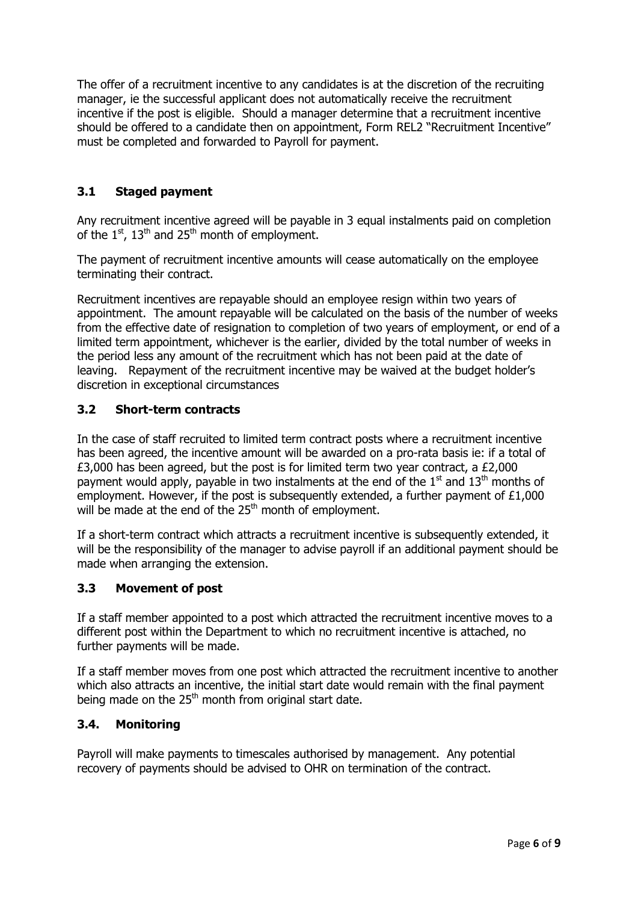The offer of a recruitment incentive to any candidates is at the discretion of the recruiting manager, ie the successful applicant does not automatically receive the recruitment incentive if the post is eligible. Should a manager determine that a recruitment incentive should be offered to a candidate then on appointment, Form REL2 "Recruitment Incentive" must be completed and forwarded to Payroll for payment.

### 3.1 Staged payment

Any recruitment incentive agreed will be payable in 3 equal instalments paid on completion of the 1st, 13th and 25th month of employment.

The payment of recruitment incentive amounts will cease automatically on the employee terminating their contract.

Recruitment incentives are repayable should an employee resign within two years of appointment. The amount repayable will be calculated on the basis of the number of weeks from the effective date of resignation to completion of two years of employment, or end of a limited term appointment, whichever is the earlier, divided by the total number of weeks in the period less any amount of the recruitment which has not been paid at the date of leaving. Repayment of the recruitment incentive may be waived at the budget holder's discretion in exceptional circumstances

### 3.2 Short-term contracts

In the case of staff recruited to limited term contract posts where a recruitment incentive has been agreed, the incentive amount will be awarded on a pro-rata basis ie: if a total of £3,000 has been agreed, but the post is for limited term two year contract, a £2,000 payment would apply, payable in two instalments at the end of the 1st and 13th months of employment. However, if the post is subsequently extended, a further payment of £1,000 will be made at the end of the 25th month of employment.

If a short-term contract which attracts a recruitment incentive is subsequently extended, it will be the responsibility of the manager to advise payroll if an additional payment should be made when arranging the extension.

### 3.3 Movement of post

If a staff member appointed to a post which attracted the recruitment incentive moves to a different post within the Department to which no recruitment incentive is attached, no further payments will be made.

If a staff member moves from one post which attracted the recruitment incentive to another which also attracts an incentive, the initial start date would remain with the final payment being made on the 25th month from original start date.

### 3.4. Monitoring

Payroll will make payments to timescales authorised by management. Any potential recovery of payments should be advised to OHR on termination of the contract.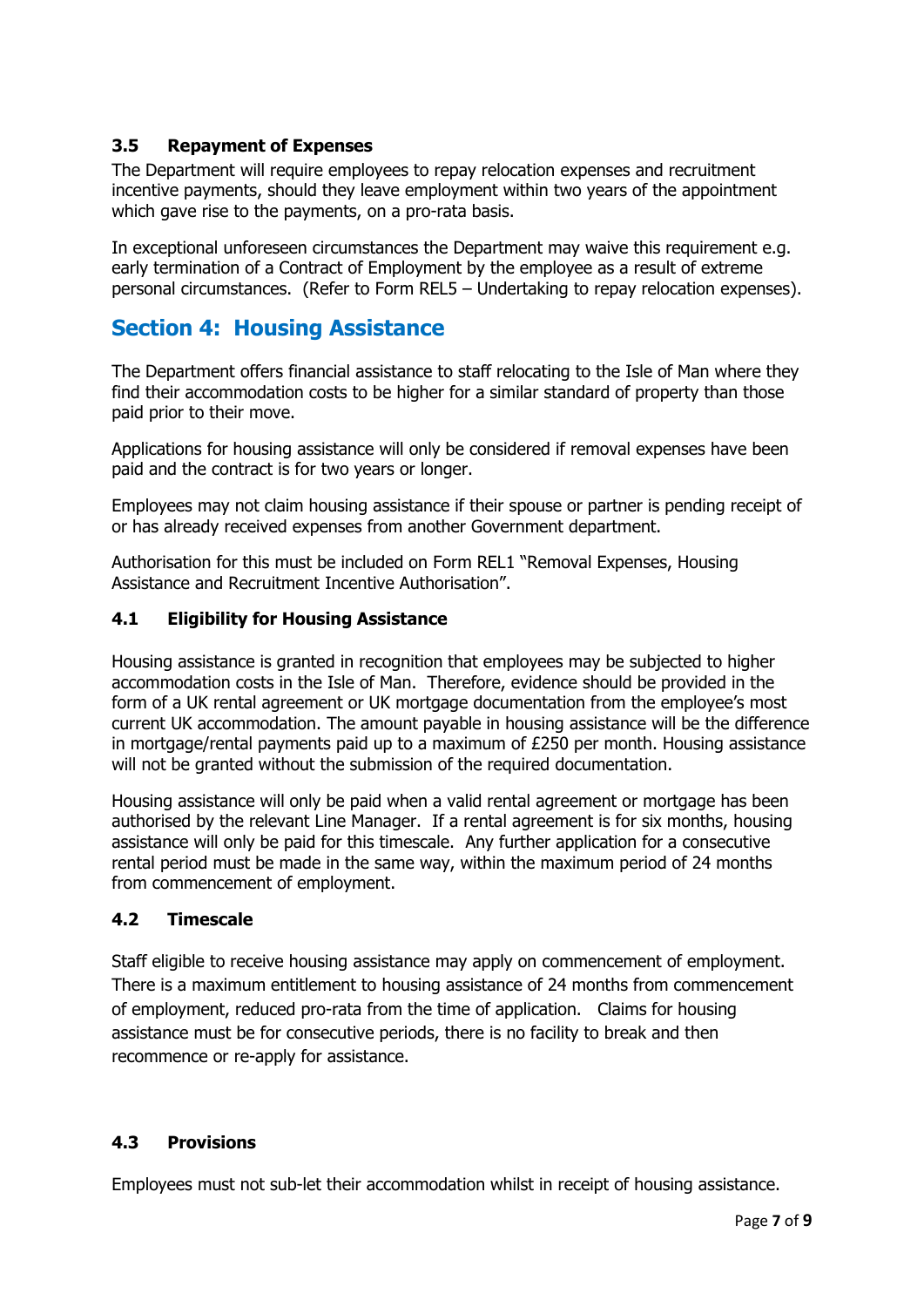### 3.5 Repayment of Expenses

The Department will require employees to repay relocation expenses and recruitment incentive payments, should they leave employment within two years of the appointment which gave rise to the payments, on a pro-rata basis.

In exceptional unforeseen circumstances the Department may waive this requirement e.g. early termination of a Contract of Employment by the employee as a result of extreme personal circumstances. (Refer to Form REL5 – Undertaking to repay relocation expenses).

## Section 4: Housing Assistance

The Department offers financial assistance to staff relocating to the Isle of Man where they find their accommodation costs to be higher for a similar standard of property than those paid prior to their move.

Applications for housing assistance will only be considered if removal expenses have been paid and the contract is for two years or longer.

Employees may not claim housing assistance if their spouse or partner is pending receipt of or has already received expenses from another Government department.

Authorisation for this must be included on Form REL1 "Removal Expenses, Housing Assistance and Recruitment Incentive Authorisation".

### 4.1 Eligibility for Housing Assistance

Housing assistance is granted in recognition that employees may be subjected to higher accommodation costs in the Isle of Man. Therefore, evidence should be provided in the form of a UK rental agreement or UK mortgage documentation from the employee's most current UK accommodation. The amount payable in housing assistance will be the difference in mortgage/rental payments paid up to a maximum of £250 per month. Housing assistance will not be granted without the submission of the required documentation.

Housing assistance will only be paid when a valid rental agreement or mortgage has been authorised by the relevant Line Manager. If a rental agreement is for six months, housing assistance will only be paid for this timescale. Any further application for a consecutive rental period must be made in the same way, within the maximum period of 24 months from commencement of employment.

### 4.2 Timescale

Staff eligible to receive housing assistance may apply on commencement of employment. There is a maximum entitlement to housing assistance of 24 months from commencement of employment, reduced pro-rata from the time of application. Claims for housing assistance must be for consecutive periods, there is no facility to break and then recommence or re-apply for assistance.

### 4.3 Provisions

Employees must not sub-let their accommodation whilst in receipt of housing assistance.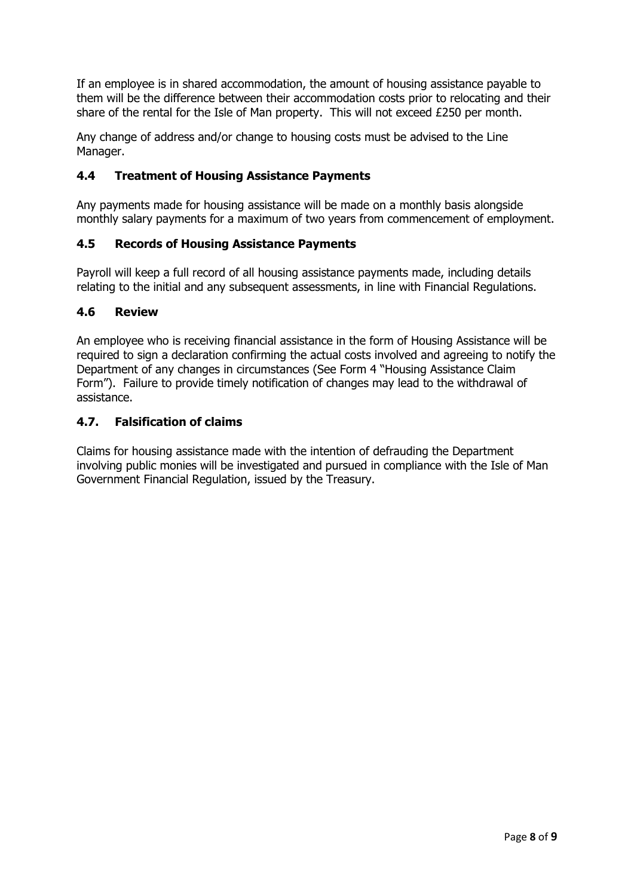If an employee is in shared accommodation, the amount of housing assistance payable to them will be the difference between their accommodation costs prior to relocating and their share of the rental for the Isle of Man property. This will not exceed £250 per month.

Any change of address and/or change to housing costs must be advised to the Line Manager.

### 4.4 Treatment of Housing Assistance Payments

Any payments made for housing assistance will be made on a monthly basis alongside monthly salary payments for a maximum of two years from commencement of employment.

### 4.5 Records of Housing Assistance Payments

Payroll will keep a full record of all housing assistance payments made, including details relating to the initial and any subsequent assessments, in line with Financial Regulations.

### 4.6 Review

An employee who is receiving financial assistance in the form of Housing Assistance will be required to sign a declaration confirming the actual costs involved and agreeing to notify the Department of any changes in circumstances (See Form 4 "Housing Assistance Claim Form"). Failure to provide timely notification of changes may lead to the withdrawal of assistance.

### 4.7. Falsification of claims

Claims for housing assistance made with the intention of defrauding the Department involving public monies will be investigated and pursued in compliance with the Isle of Man Government Financial Regulation, issued by the Treasury.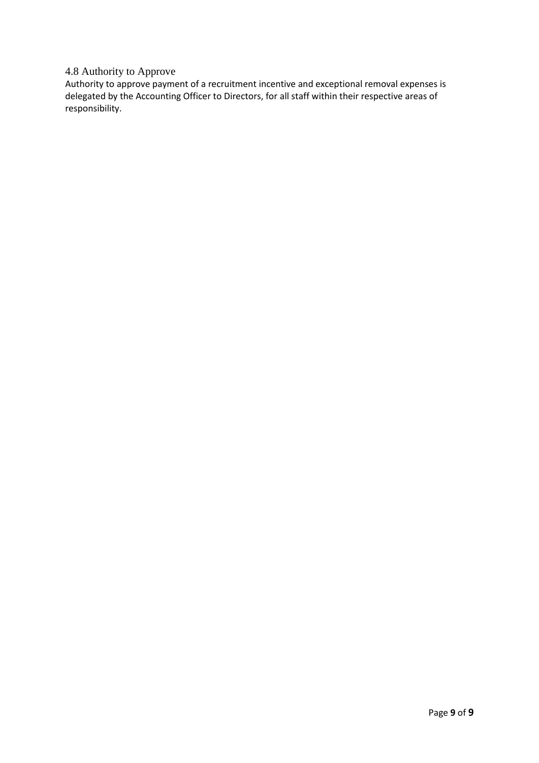### 4.8 Authority to Approve

Authority to approve payment of a recruitment incentive and exceptional removal expenses is delegated by the Accounting Officer to Directors, for all staff within their respective areas of responsibility.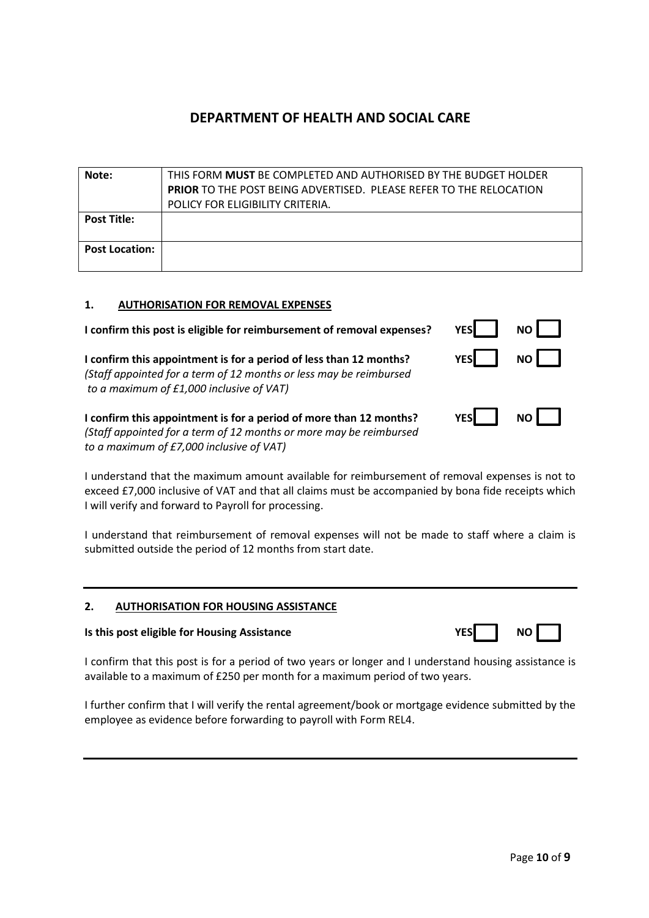# DEPARTMENT OF HEALTH AND SOCIAL CARE

| Note: | THIS FORM **MUST** BE COMPLETED AND AUTHORISED BY THE BUDGET HOLDER **PRIOR** TO THE POST BEING ADVERTISED. PLEASE REFER TO THE RELOCATION POLICY FOR ELIGIBILITY CRITERIA. |
|---|---|
| **Post Title:** | |
| **Post Location:** | |

## 1. AUTHORISATION FOR REMOVAL EXPENSES

**I confirm this post is eligible for reimbursement of removal expenses?** **YES** ☐ **NO** ☐

**I confirm this appointment is for a period of less than 12 months?** **YES** ☐ **NO** ☐
*(Staff appointed for a term of 12 months or less may be reimbursed to a maximum of £1,000 inclusive of VAT)*

**I confirm this appointment is for a period of more than 12 months?** **YES** ☐ **NO** ☐
*(Staff appointed for a term of 12 months or more may be reimbursed to a maximum of £7,000 inclusive of VAT)*

I understand that the maximum amount available for reimbursement of removal expenses is not to exceed £7,000 inclusive of VAT and that all claims must be accompanied by bona fide receipts which I will verify and forward to Payroll for processing.

I understand that reimbursement of removal expenses will not be made to staff where a claim is submitted outside the period of 12 months from start date.

## 2. AUTHORISATION FOR HOUSING ASSISTANCE

**Is this post eligible for Housing Assistance** **YES** ☐ **NO** ☐

I confirm that this post is for a period of two years or longer and I understand housing assistance is available to a maximum of £250 per month for a maximum period of two years.

I further confirm that I will verify the rental agreement/book or mortgage evidence submitted by the employee as evidence before forwarding to payroll with Form REL4.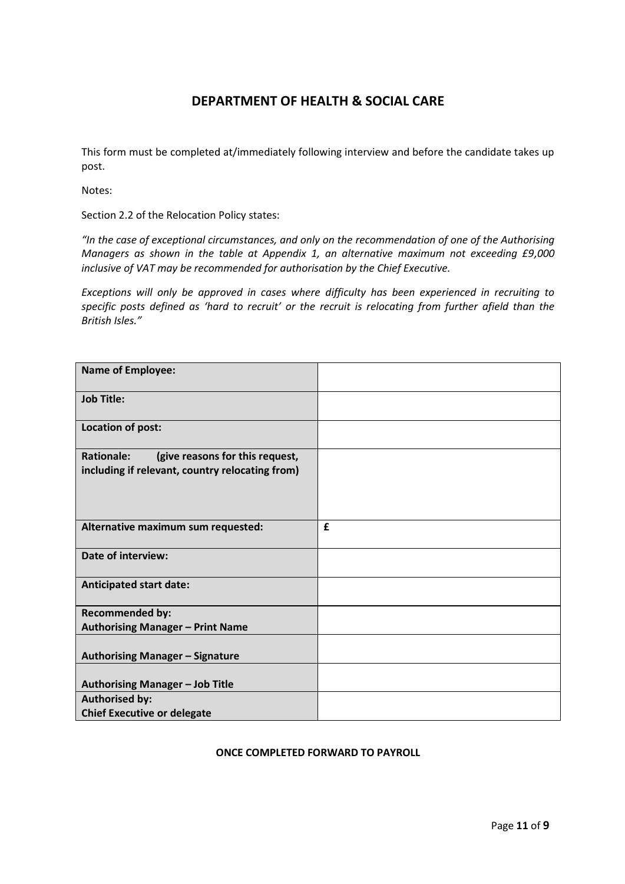## DEPARTMENT OF HEALTH & SOCIAL CARE

This form must be completed at/immediately following interview and before the candidate takes up post.

Notes:

Section 2.2 of the Relocation Policy states:

*"In the case of exceptional circumstances, and only on the recommendation of one of the Authorising Managers as shown in the table at Appendix 1, an alternative maximum not exceeding £9,000 inclusive of VAT may be recommended for authorisation by the Chief Executive.*

*Exceptions will only be approved in cases where difficulty has been experienced in recruiting to specific posts defined as 'hard to recruit' or the recruit is relocating from further afield than the British Isles."*

| | |
|---|---|
| **Name of Employee:** | |
| **Job Title:** | |
| **Location of post:** | |
| **Rationale: (give reasons for this request, including if relevant, country relocating from)** | |
| **Alternative maximum sum requested:** | **£** |
| **Date of interview:** | |
| **Anticipated start date:** | |
| **Recommended by:** **Authorising Manager – Print Name** | |
| **Authorising Manager – Signature** | |
| **Authorising Manager – Job Title** | |
| **Authorised by:** **Chief Executive or delegate** | |

**ONCE COMPLETED FORWARD TO PAYROLL**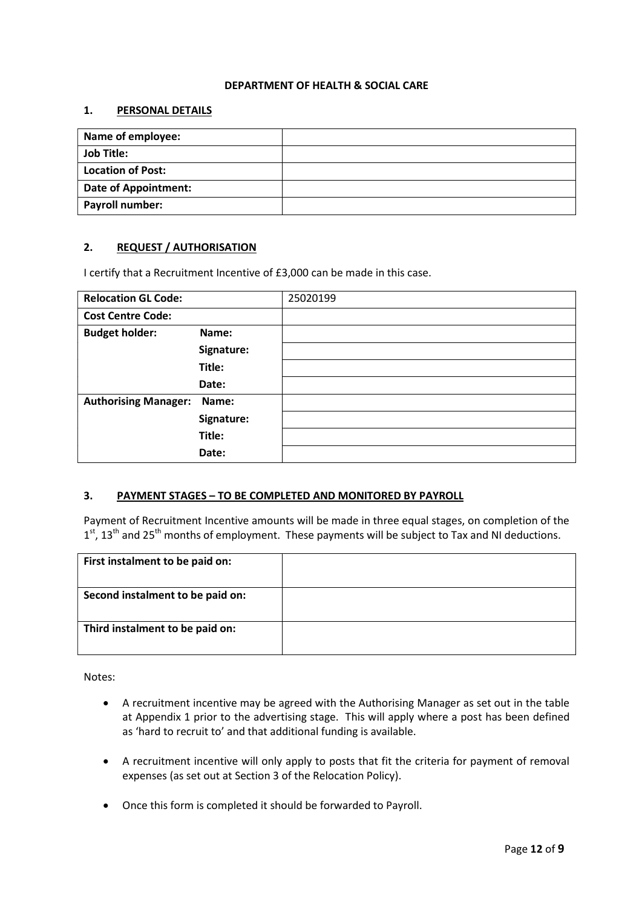**DEPARTMENT OF HEALTH & SOCIAL CARE**

## 1. PERSONAL DETAILS

| Name of employee: | |
|---|---|
| Job Title: | |
| Location of Post: | |
| Date of Appointment: | |
| Payroll number: | |

## 2. REQUEST / AUTHORISATION

I certify that a Recruitment Incentive of £3,000 can be made in this case.

| Relocation GL Code: | | 25020199 |
|---|---|---|
| Cost Centre Code: | | |
| Budget holder: | Name: | |
| | Signature: | |
| | Title: | |
| | Date: | |
| Authorising Manager: | Name: | |
| | Signature: | |
| | Title: | |
| | Date: | |

## 3. PAYMENT STAGES – TO BE COMPLETED AND MONITORED BY PAYROLL

Payment of Recruitment Incentive amounts will be made in three equal stages, on completion of the 1st, 13th and 25th months of employment. These payments will be subject to Tax and NI deductions.

| First instalment to be paid on: | |
|---|---|
| Second instalment to be paid on: | |
| Third instalment to be paid on: | |

Notes:

- A recruitment incentive may be agreed with the Authorising Manager as set out in the table at Appendix 1 prior to the advertising stage. This will apply where a post has been defined as 'hard to recruit to' and that additional funding is available.
- A recruitment incentive will only apply to posts that fit the criteria for payment of removal expenses (as set out at Section 3 of the Relocation Policy).
- Once this form is completed it should be forwarded to Payroll.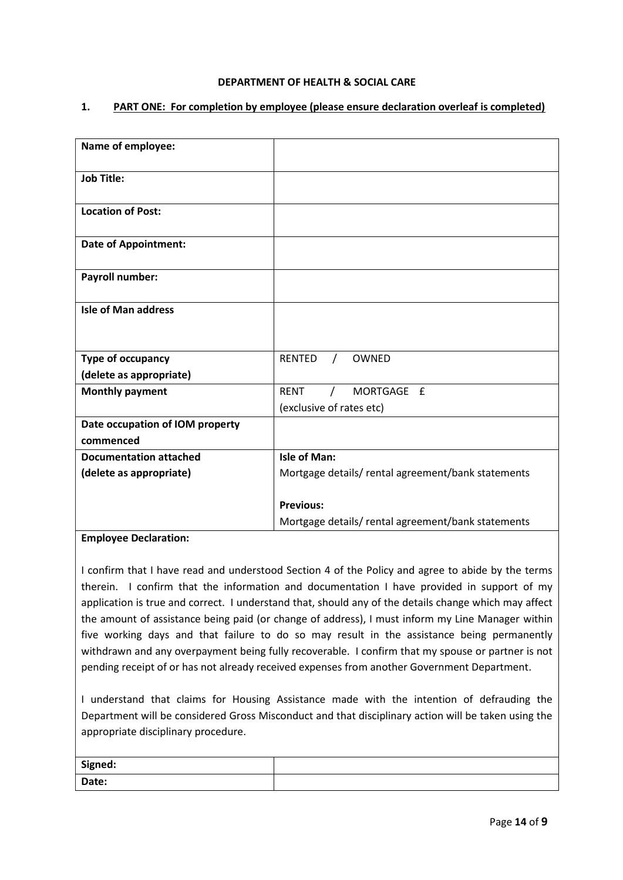**DEPARTMENT OF HEALTH & SOCIAL CARE**

## 1. PART ONE: For completion by employee (please ensure declaration overleaf is completed)

| **Name of employee:** | |
|---|---|
| **Job Title:** | |
| **Location of Post:** | |
| **Date of Appointment:** | |
| **Payroll number:** | |
| **Isle of Man address** | |
| **Type of occupancy (delete as appropriate)** | RENTED / OWNED |
| **Monthly payment** | RENT / MORTGAGE £ (exclusive of rates etc) |
| **Date occupation of IOM property commenced** | |
| **Documentation attached (delete as appropriate)** | **Isle of Man:** Mortgage details/ rental agreement/bank statements<br><br>**Previous:** Mortgage details/ rental agreement/bank statements |

**Employee Declaration:**

I confirm that I have read and understood Section 4 of the Policy and agree to abide by the terms therein. I confirm that the information and documentation I have provided in support of my application is true and correct. I understand that, should any of the details change which may affect the amount of assistance being paid (or change of address), I must inform my Line Manager within five working days and that failure to do so may result in the assistance being permanently withdrawn and any overpayment being fully recoverable. I confirm that my spouse or partner is not pending receipt of or has not already received expenses from another Government Department.

I understand that claims for Housing Assistance made with the intention of defrauding the Department will be considered Gross Misconduct and that disciplinary action will be taken using the appropriate disciplinary procedure.

| **Signed:** | |
|---|---|
| **Date:** | |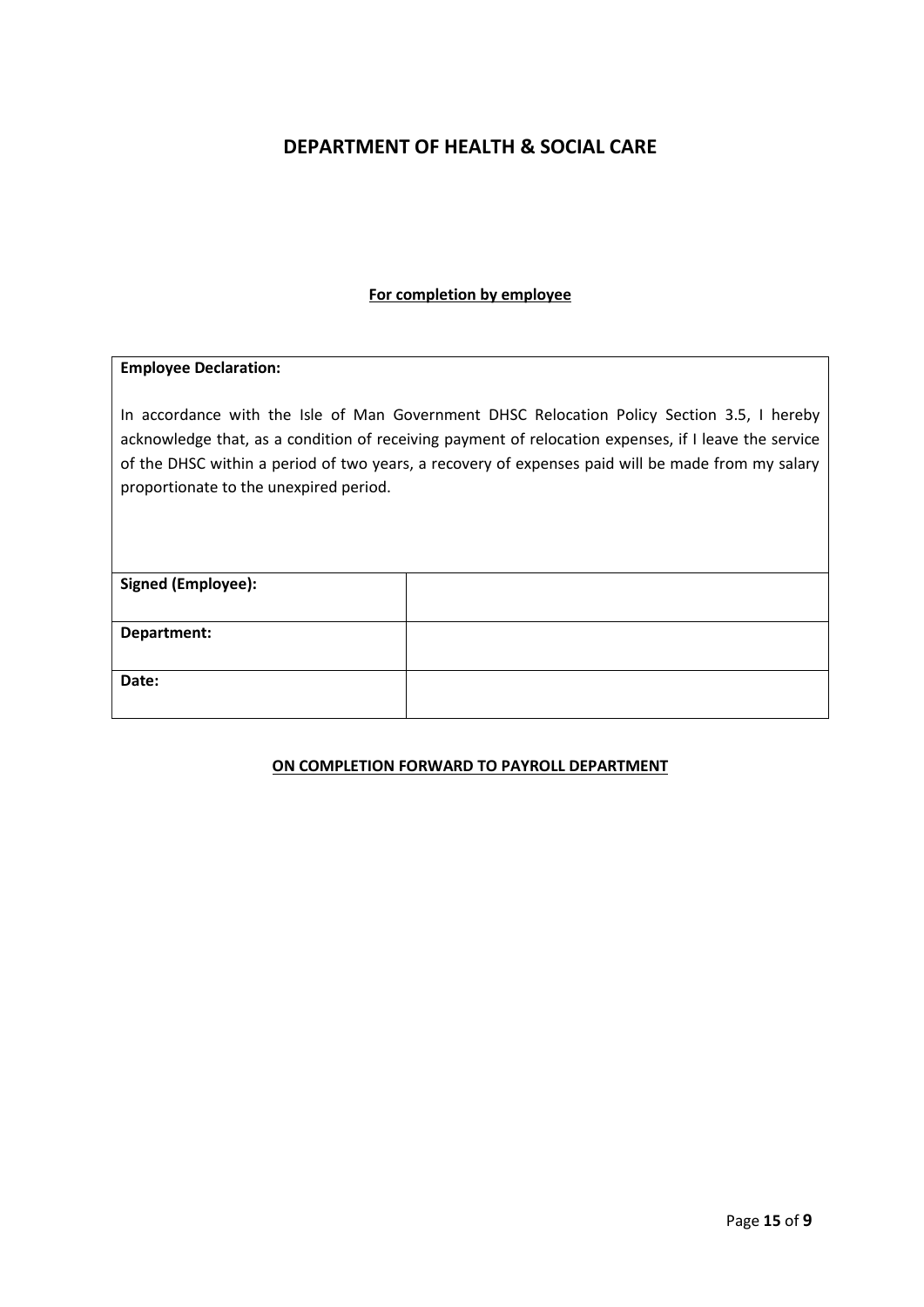## DEPARTMENT OF HEALTH & SOCIAL CARE

**For completion by employee**

| **Employee Declaration:**<br><br>In accordance with the Isle of Man Government DHSC Relocation Policy Section 3.5, I hereby acknowledge that, as a condition of receiving payment of relocation expenses, if I leave the service of the DHSC within a period of two years, a recovery of expenses paid will be made from my salary proportionate to the unexpired period. | |
|---|---|
| **Signed (Employee):** | |
| **Department:** | |
| **Date:** | |

**ON COMPLETION FORWARD TO PAYROLL DEPARTMENT**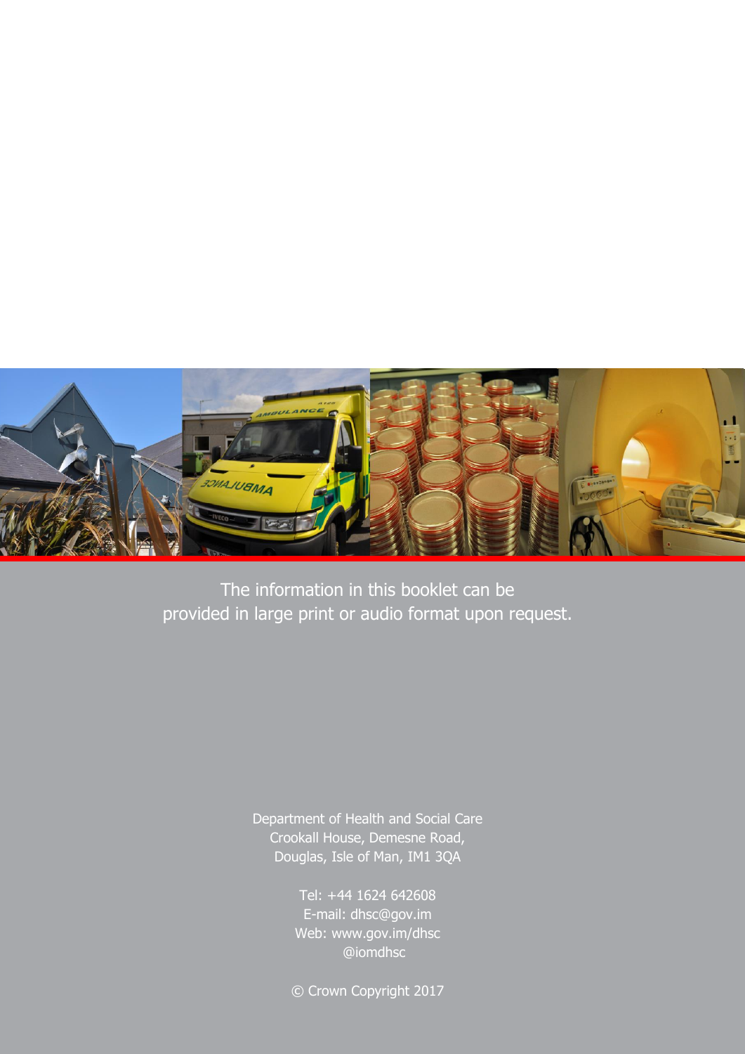The information in this booklet can be provided in large print or audio format upon request.

Department of Health and Social Care
Crookall House, Demesne Road,
Douglas, Isle of Man, IM1 3QA

Tel: +44 1624 642608
E-mail: dhsc@gov.im
Web: www.gov.im/dhsc
@iomdhsc

© Crown Copyright 2017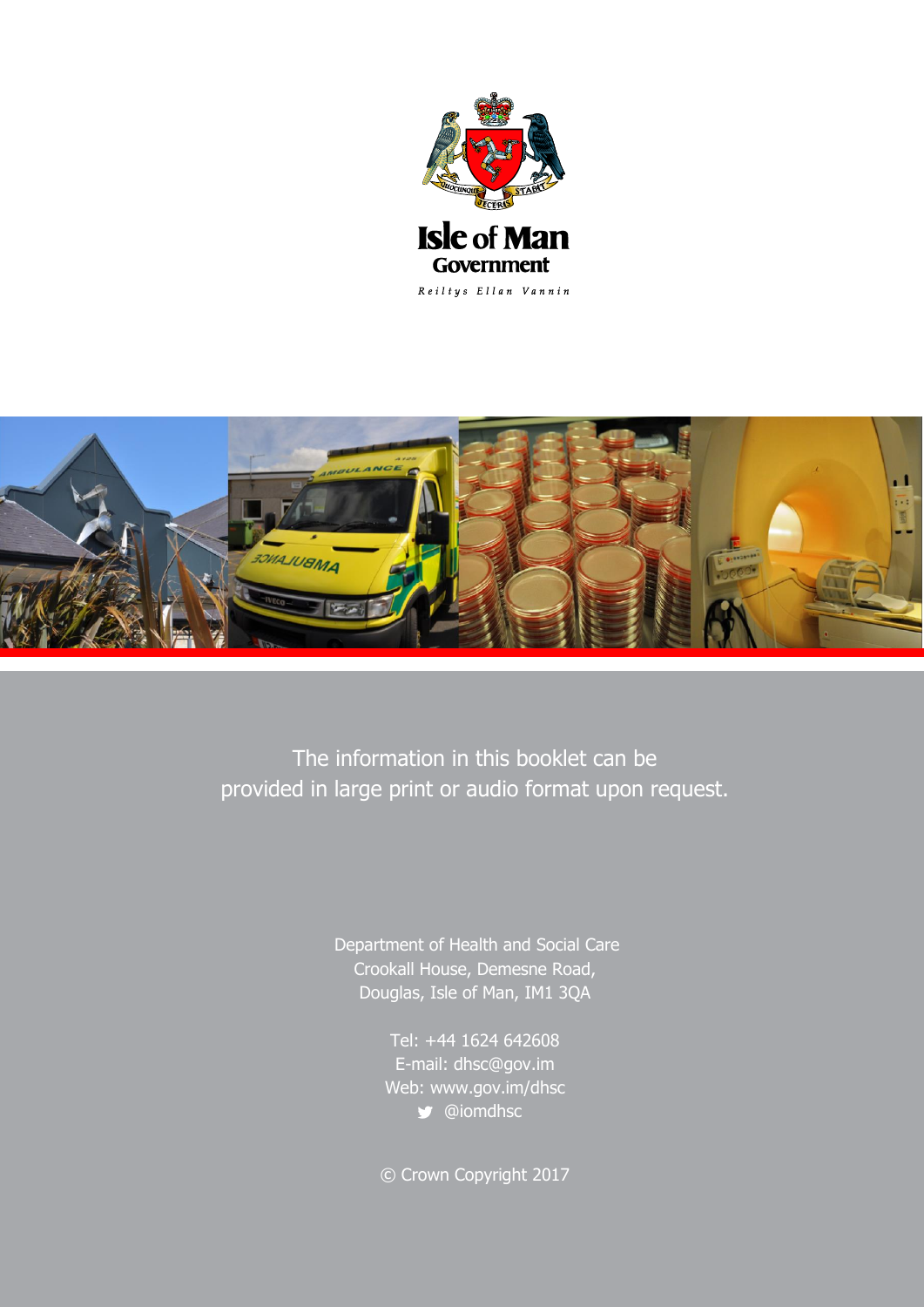Isle of Man Government

Reiltys Ellan Vannin

The information in this booklet can be provided in large print or audio format upon request.

Department of Health and Social Care
Crookall House, Demesne Road,
Douglas, Isle of Man, IM1 3QA

Tel: +44 1624 642608
E-mail: dhsc@gov.im
Web: www.gov.im/dhsc
@iomdhsc

© Crown Copyright 2017